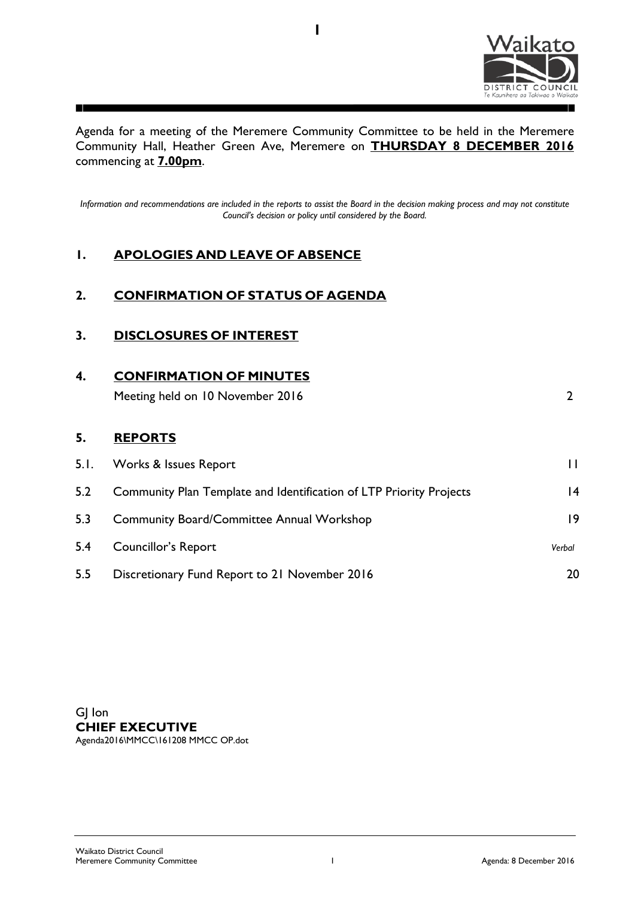Agenda for a meeting of the Meremere Community Committee to be held in the Meremere Community Hall, Heather Green Ave, Meremere on **THURSDAY 8 DECEMBER 2016** commencing at **7.00pm**.

*Information and recommendations are included in the reports to assist the Board in the decision making process and may not constitute Council's decision or policy until considered by the Board.*

## 1. APOLOGIES AND LEAVE OF ABSENCE

## 2. CONFIRMATION OF STATUS OF AGENDA

## 3. DISCLOSURES OF INTEREST

## 4. CONFIRMATION OF MINUTES

Meeting held on 10 November 2016 — 2

## 5. REPORTS

| | | |
|---|---|---|
| 5.1. | Works & Issues Report | 11 |
| 5.2 | Community Plan Template and Identification of LTP Priority Projects | 14 |
| 5.3 | Community Board/Committee Annual Workshop | 19 |
| 5.4 | Councillor's Report | *Verbal* |
| 5.5 | Discretionary Fund Report to 21 November 2016 | 20 |

GJ Ion
**CHIEF EXECUTIVE**
Agenda2016\MMCC\161208 MMCC OP.dot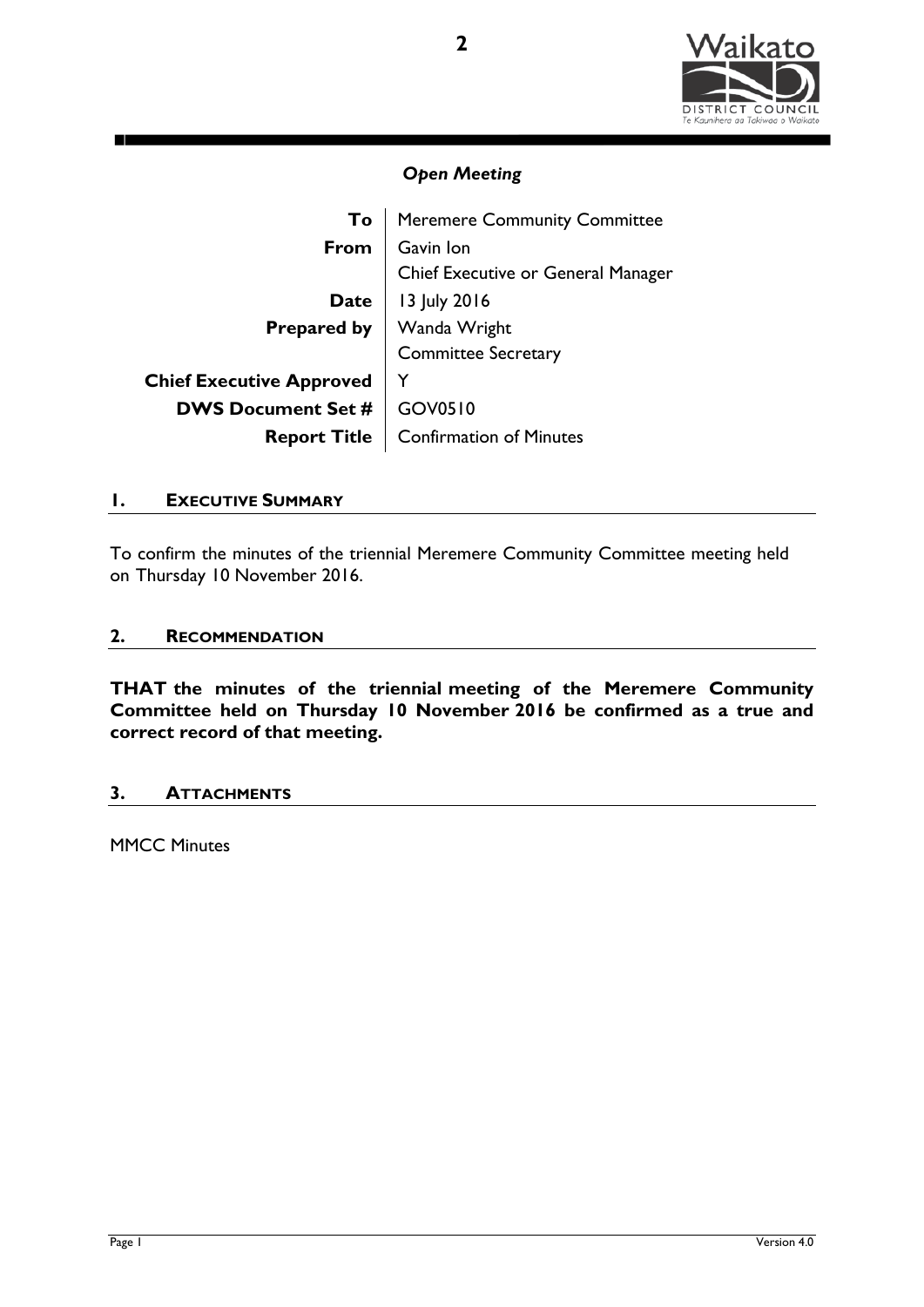*Open Meeting*

| | |
|---|---|
| **To** | Meremere Community Committee |
| **From** | Gavin Ion<br>Chief Executive or General Manager |
| **Date** | 13 July 2016 |
| **Prepared by** | Wanda Wright<br>Committee Secretary |
| **Chief Executive Approved** | Y |
| **DWS Document Set #** | GOV0510 |
| **Report Title** | Confirmation of Minutes |

## 1. EXECUTIVE SUMMARY

To confirm the minutes of the triennial Meremere Community Committee meeting held on Thursday 10 November 2016.

## 2. RECOMMENDATION

**THAT the minutes of the triennial meeting of the Meremere Community Committee held on Thursday 10 November 2016 be confirmed as a true and correct record of that meeting.**

## 3. ATTACHMENTS

MMCC Minutes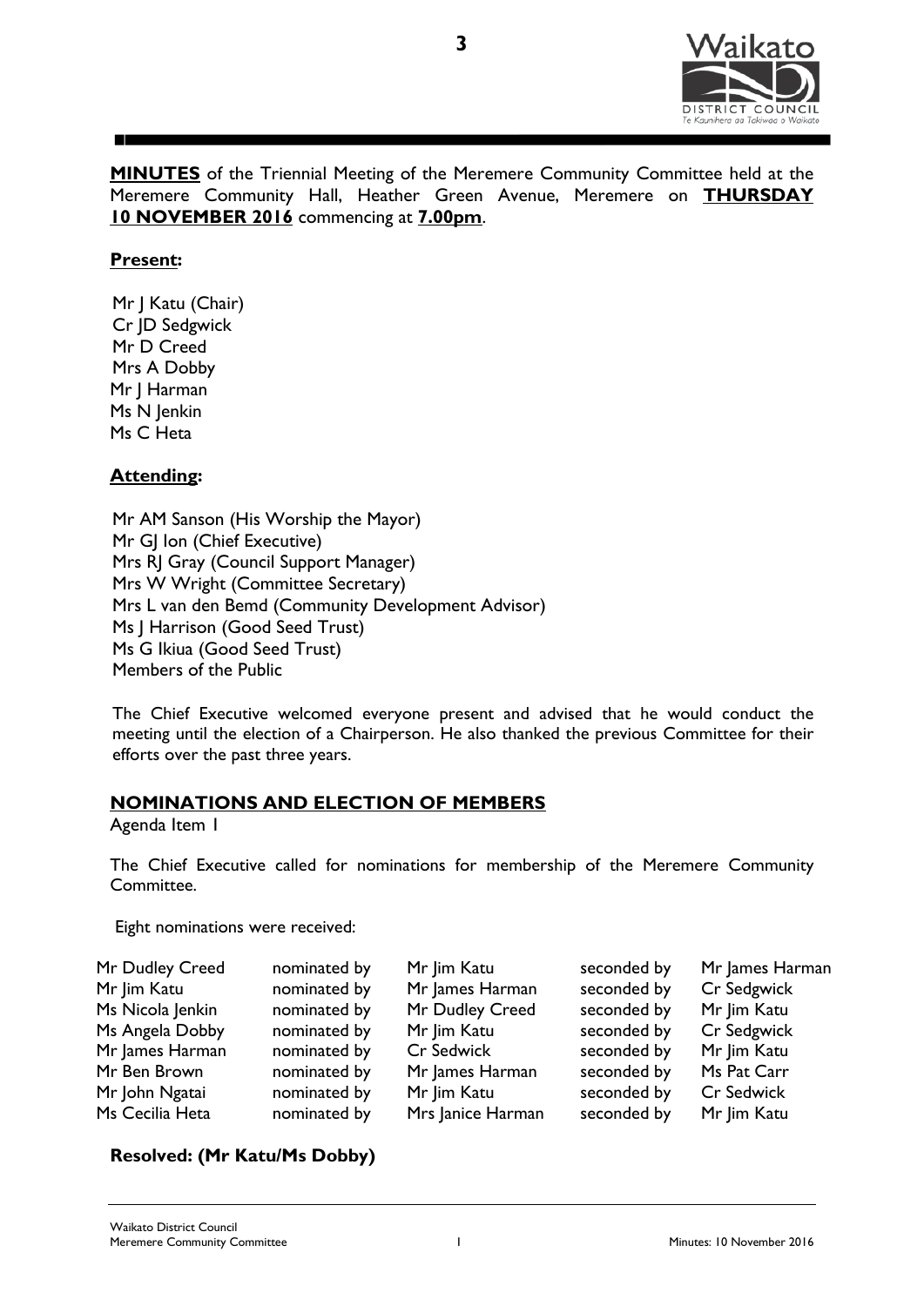**MINUTES** of the Triennial Meeting of the Meremere Community Committee held at the Meremere Community Hall, Heather Green Avenue, Meremere on **THURSDAY 10 NOVEMBER 2016** commencing at **7.00pm**.

**Present:**

Mr J Katu (Chair)
Cr JD Sedgwick
Mr D Creed
Mrs A Dobby
Mr J Harman
Ms N Jenkin
Ms C Heta

**Attending:**

Mr AM Sanson (His Worship the Mayor)
Mr GJ Ion (Chief Executive)
Mrs RJ Gray (Council Support Manager)
Mrs W Wright (Committee Secretary)
Mrs L van den Bemd (Community Development Advisor)
Ms J Harrison (Good Seed Trust)
Ms G Ikiua (Good Seed Trust)
Members of the Public

The Chief Executive welcomed everyone present and advised that he would conduct the meeting until the election of a Chairperson. He also thanked the previous Committee for their efforts over the past three years.

## NOMINATIONS AND ELECTION OF MEMBERS

Agenda Item 1

The Chief Executive called for nominations for membership of the Meremere Community Committee.

Eight nominations were received:

| | | | | |
|---|---|---|---|---|
| Mr Dudley Creed | nominated by | Mr Jim Katu | seconded by | Mr James Harman |
| Mr Jim Katu | nominated by | Mr James Harman | seconded by | Cr Sedgwick |
| Ms Nicola Jenkin | nominated by | Mr Dudley Creed | seconded by | Mr Jim Katu |
| Ms Angela Dobby | nominated by | Mr Jim Katu | seconded by | Cr Sedgwick |
| Mr James Harman | nominated by | Cr Sedwick | seconded by | Mr Jim Katu |
| Mr Ben Brown | nominated by | Mr James Harman | seconded by | Ms Pat Carr |
| Mr John Ngatai | nominated by | Mr Jim Katu | seconded by | Cr Sedwick |
| Ms Cecilia Heta | nominated by | Mrs Janice Harman | seconded by | Mr Jim Katu |

**Resolved: (Mr Katu/Ms Dobby)**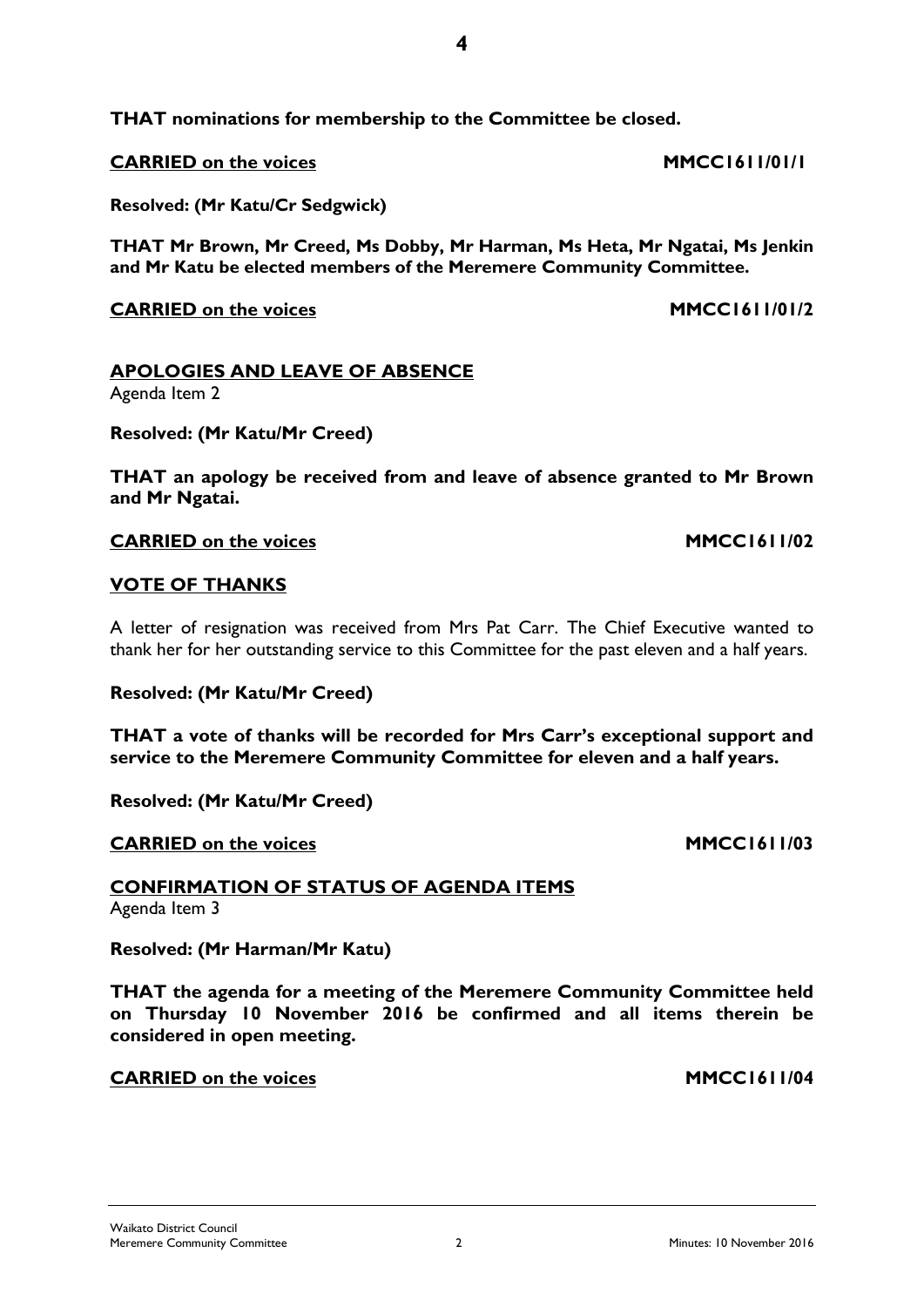**THAT nominations for membership to the Committee be closed.**

**CARRIED on the voices** **MMCC1611/01/1**

**Resolved: (Mr Katu/Cr Sedgwick)**

**THAT Mr Brown, Mr Creed, Ms Dobby, Mr Harman, Ms Heta, Mr Ngatai, Ms Jenkin and Mr Katu be elected members of the Meremere Community Committee.**

**CARRIED on the voices** **MMCC1611/01/2**

## APOLOGIES AND LEAVE OF ABSENCE

Agenda Item 2

**Resolved: (Mr Katu/Mr Creed)**

**THAT an apology be received from and leave of absence granted to Mr Brown and Mr Ngatai.**

**CARRIED on the voices** **MMCC1611/02**

## VOTE OF THANKS

A letter of resignation was received from Mrs Pat Carr. The Chief Executive wanted to thank her for her outstanding service to this Committee for the past eleven and a half years.

**Resolved: (Mr Katu/Mr Creed)**

**THAT a vote of thanks will be recorded for Mrs Carr's exceptional support and service to the Meremere Community Committee for eleven and a half years.**

**Resolved: (Mr Katu/Mr Creed)**

**CARRIED on the voices** **MMCC1611/03**

## CONFIRMATION OF STATUS OF AGENDA ITEMS

Agenda Item 3

**Resolved: (Mr Harman/Mr Katu)**

**THAT the agenda for a meeting of the Meremere Community Committee held on Thursday 10 November 2016 be confirmed and all items therein be considered in open meeting.**

**CARRIED on the voices** **MMCC1611/04**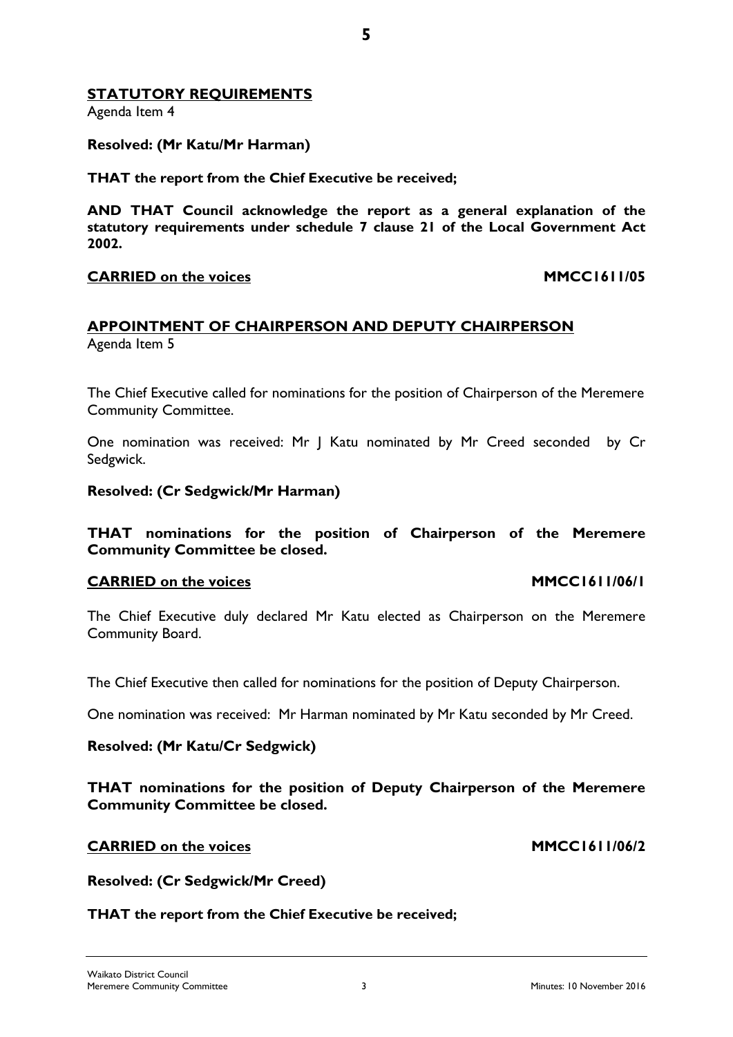## STATUTORY REQUIREMENTS

Agenda Item 4

**Resolved: (Mr Katu/Mr Harman)**

**THAT the report from the Chief Executive be received;**

**AND THAT Council acknowledge the report as a general explanation of the statutory requirements under schedule 7 clause 21 of the Local Government Act 2002.**

**CARRIED on the voices** **MMCC1611/05**

## APPOINTMENT OF CHAIRPERSON AND DEPUTY CHAIRPERSON

Agenda Item 5

The Chief Executive called for nominations for the position of Chairperson of the Meremere Community Committee.

One nomination was received: Mr J Katu nominated by Mr Creed seconded by Cr Sedgwick.

**Resolved: (Cr Sedgwick/Mr Harman)**

**THAT nominations for the position of Chairperson of the Meremere Community Committee be closed.**

**CARRIED on the voices** **MMCC1611/06/1**

The Chief Executive duly declared Mr Katu elected as Chairperson on the Meremere Community Board.

The Chief Executive then called for nominations for the position of Deputy Chairperson.

One nomination was received: Mr Harman nominated by Mr Katu seconded by Mr Creed.

**Resolved: (Mr Katu/Cr Sedgwick)**

**THAT nominations for the position of Deputy Chairperson of the Meremere Community Committee be closed.**

**CARRIED on the voices** **MMCC1611/06/2**

**Resolved: (Cr Sedgwick/Mr Creed)**

**THAT the report from the Chief Executive be received;**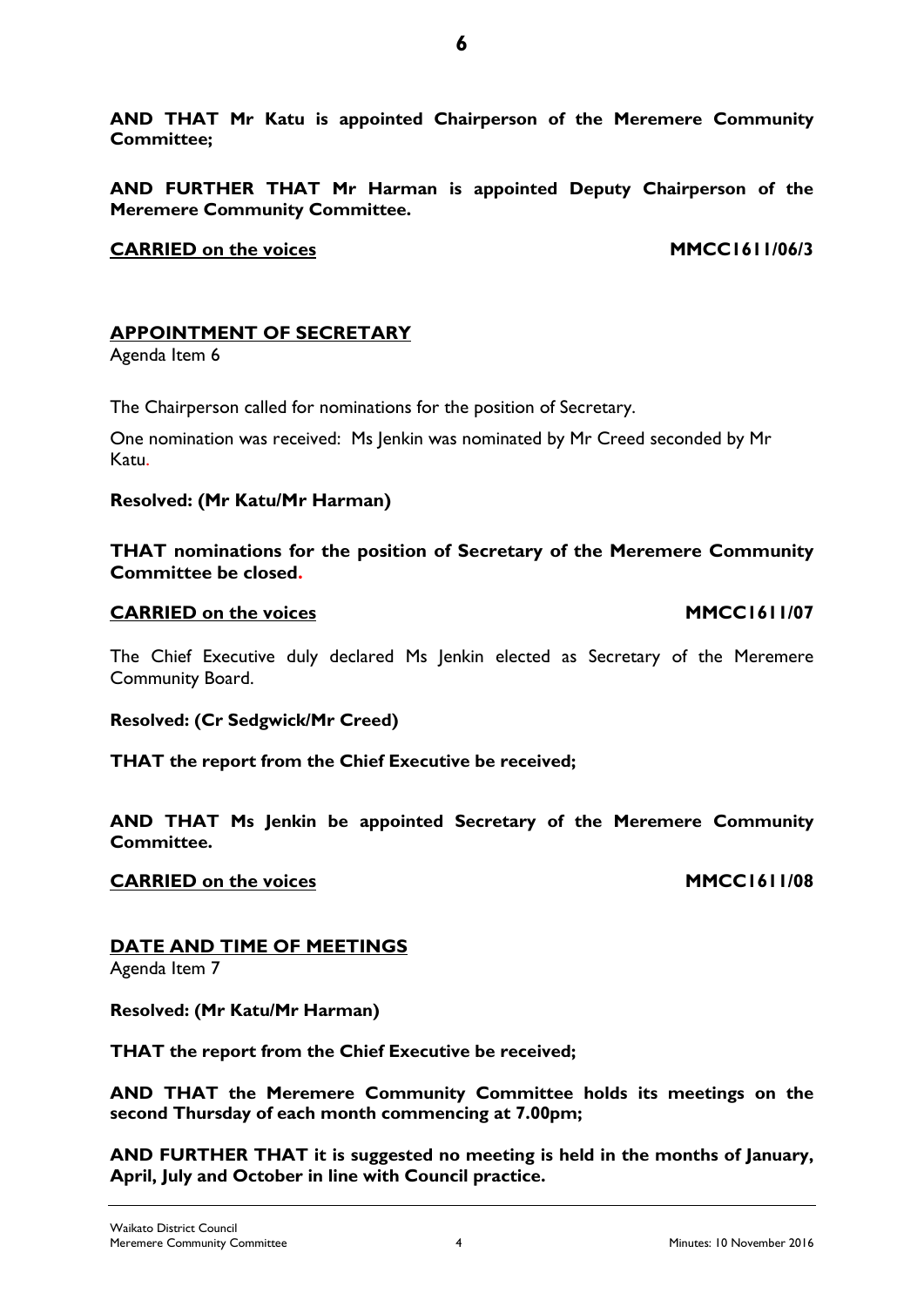**AND THAT Mr Katu is appointed Chairperson of the Meremere Community Committee;**

**AND FURTHER THAT Mr Harman is appointed Deputy Chairperson of the Meremere Community Committee.**

**CARRIED on the voices** **MMCC1611/06/3**

## APPOINTMENT OF SECRETARY

Agenda Item 6

The Chairperson called for nominations for the position of Secretary.

One nomination was received: Ms Jenkin was nominated by Mr Creed seconded by Mr Katu.

**Resolved: (Mr Katu/Mr Harman)**

**THAT nominations for the position of Secretary of the Meremere Community Committee be closed.**

**CARRIED on the voices** **MMCC1611/07**

The Chief Executive duly declared Ms Jenkin elected as Secretary of the Meremere Community Board.

**Resolved: (Cr Sedgwick/Mr Creed)**

**THAT the report from the Chief Executive be received;**

**AND THAT Ms Jenkin be appointed Secretary of the Meremere Community Committee.**

**CARRIED on the voices** **MMCC1611/08**

## DATE AND TIME OF MEETINGS

Agenda Item 7

**Resolved: (Mr Katu/Mr Harman)**

**THAT the report from the Chief Executive be received;**

**AND THAT the Meremere Community Committee holds its meetings on the second Thursday of each month commencing at 7.00pm;**

**AND FURTHER THAT it is suggested no meeting is held in the months of January, April, July and October in line with Council practice.**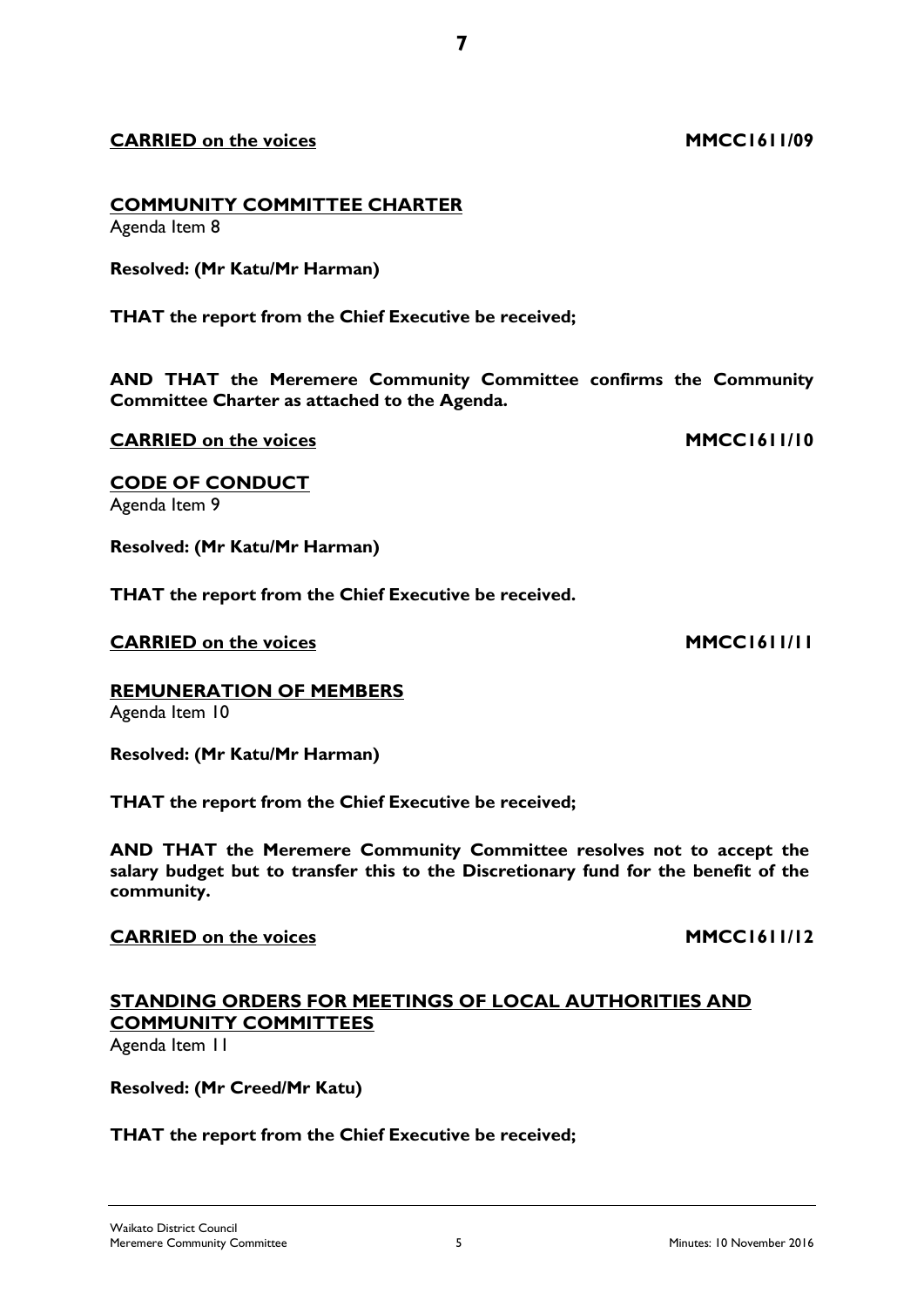**<u>CARRIED on the voices</u>** **MMCC1611/09**

## <u>COMMUNITY COMMITTEE CHARTER</u>

Agenda Item 8

**Resolved: (Mr Katu/Mr Harman)**

**THAT the report from the Chief Executive be received;**

**AND THAT the Meremere Community Committee confirms the Community Committee Charter as attached to the Agenda.**

**<u>CARRIED on the voices</u>** **MMCC1611/10**

## <u>CODE OF CONDUCT</u>

Agenda Item 9

**Resolved: (Mr Katu/Mr Harman)**

**THAT the report from the Chief Executive be received.**

**<u>CARRIED on the voices</u>** **MMCC1611/11**

## <u>REMUNERATION OF MEMBERS</u>

Agenda Item 10

**Resolved: (Mr Katu/Mr Harman)**

**THAT the report from the Chief Executive be received;**

**AND THAT the Meremere Community Committee resolves not to accept the salary budget but to transfer this to the Discretionary fund for the benefit of the community.**

**<u>CARRIED on the voices</u>** **MMCC1611/12**

## <u>STANDING ORDERS FOR MEETINGS OF LOCAL AUTHORITIES AND COMMUNITY COMMITTEES</u>

Agenda Item 11

**Resolved: (Mr Creed/Mr Katu)**

**THAT the report from the Chief Executive be received;**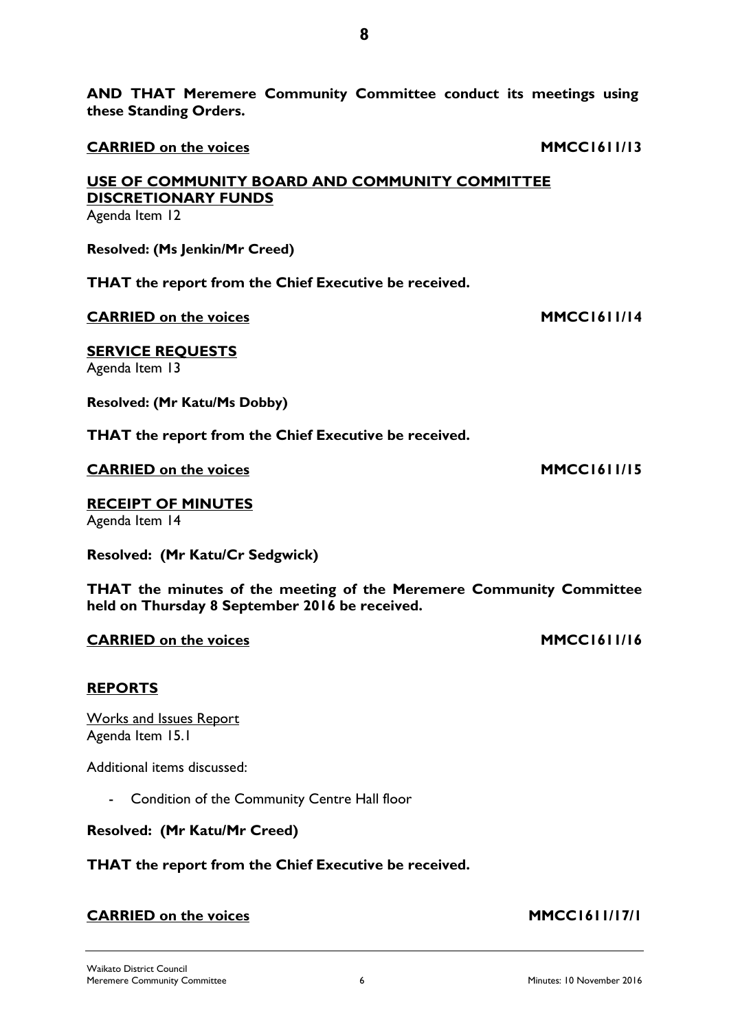**AND THAT Meremere Community Committee conduct its meetings using these Standing Orders.**

**CARRIED on the voices** **MMCC1611/13**

## USE OF COMMUNITY BOARD AND COMMUNITY COMMITTEE DISCRETIONARY FUNDS

Agenda Item 12

**Resolved: (Ms Jenkin/Mr Creed)**

**THAT the report from the Chief Executive be received.**

**CARRIED on the voices** **MMCC1611/14**

## SERVICE REQUESTS

Agenda Item 13

**Resolved: (Mr Katu/Ms Dobby)**

**THAT the report from the Chief Executive be received.**

**CARRIED on the voices** **MMCC1611/15**

## RECEIPT OF MINUTES

Agenda Item 14

**Resolved: (Mr Katu/Cr Sedgwick)**

**THAT the minutes of the meeting of the Meremere Community Committee held on Thursday 8 September 2016 be received.**

**CARRIED on the voices** **MMCC1611/16**

## REPORTS

Works and Issues Report
Agenda Item 15.1

Additional items discussed:

- Condition of the Community Centre Hall floor

**Resolved: (Mr Katu/Mr Creed)**

**THAT the report from the Chief Executive be received.**

**CARRIED on the voices** **MMCC1611/17/1**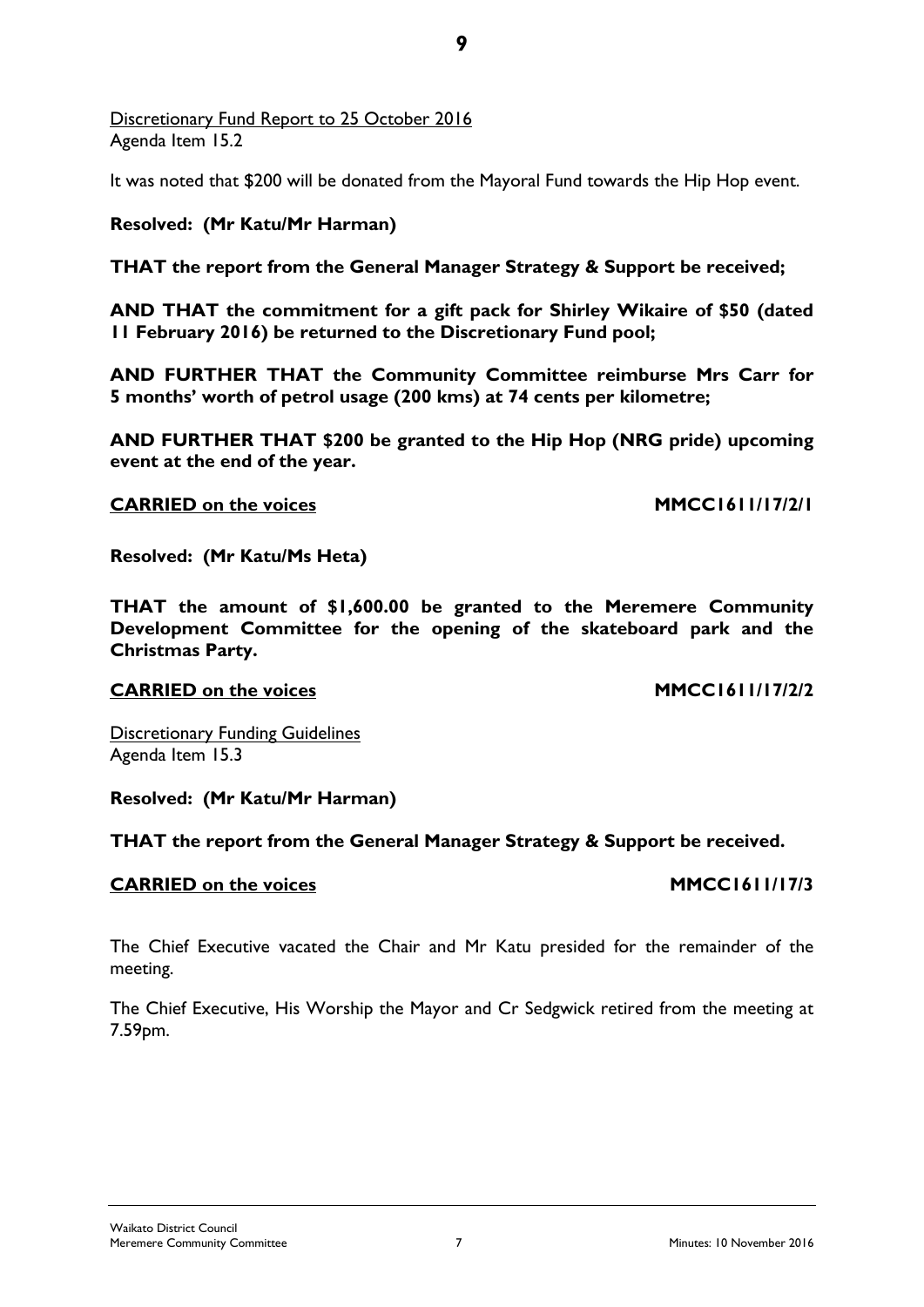Discretionary Fund Report to 25 October 2016
Agenda Item 15.2

It was noted that $200 will be donated from the Mayoral Fund towards the Hip Hop event.

**Resolved: (Mr Katu/Mr Harman)**

**THAT the report from the General Manager Strategy & Support be received;**

**AND THAT the commitment for a gift pack for Shirley Wikaire of $50 (dated 11 February 2016) be returned to the Discretionary Fund pool;**

**AND FURTHER THAT the Community Committee reimburse Mrs Carr for 5 months' worth of petrol usage (200 kms) at 74 cents per kilometre;**

**AND FURTHER THAT $200 be granted to the Hip Hop (NRG pride) upcoming event at the end of the year.**

**CARRIED on the voices** **MMCC1611/17/2/1**

**Resolved: (Mr Katu/Ms Heta)**

**THAT the amount of $1,600.00 be granted to the Meremere Community Development Committee for the opening of the skateboard park and the Christmas Party.**

**CARRIED on the voices** **MMCC1611/17/2/2**

Discretionary Funding Guidelines
Agenda Item 15.3

**Resolved: (Mr Katu/Mr Harman)**

**THAT the report from the General Manager Strategy & Support be received.**

**CARRIED on the voices** **MMCC1611/17/3**

The Chief Executive vacated the Chair and Mr Katu presided for the remainder of the meeting.

The Chief Executive, His Worship the Mayor and Cr Sedgwick retired from the meeting at 7.59pm.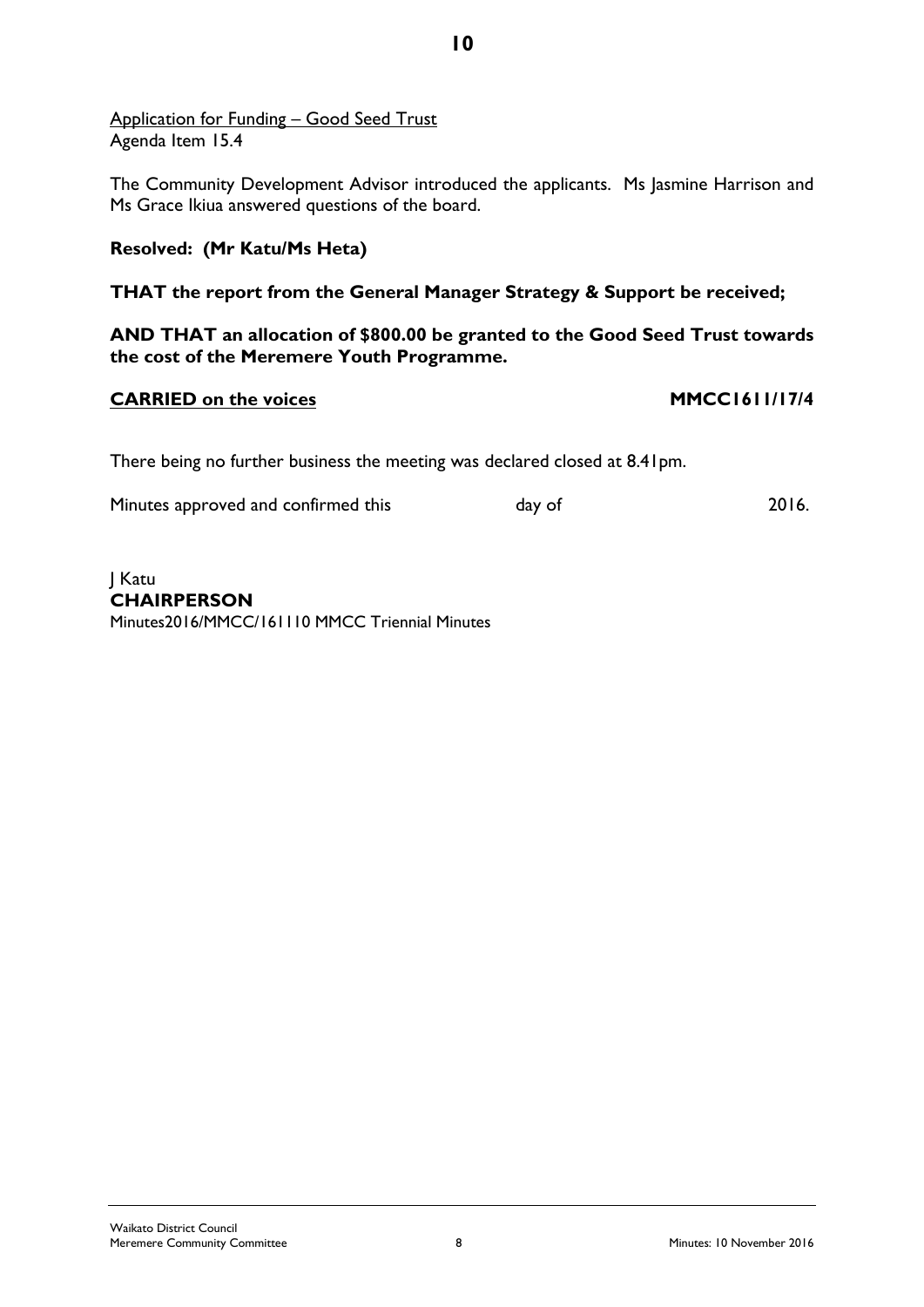Application for Funding – Good Seed Trust
Agenda Item 15.4

The Community Development Advisor introduced the applicants. Ms Jasmine Harrison and Ms Grace Ikiua answered questions of the board.

**Resolved: (Mr Katu/Ms Heta)**

**THAT the report from the General Manager Strategy & Support be received;**

**AND THAT an allocation of $800.00 be granted to the Good Seed Trust towards the cost of the Meremere Youth Programme.**

**CARRIED on the voices** **MMCC1611/17/4**

There being no further business the meeting was declared closed at 8.41pm.

Minutes approved and confirmed this day of 2016.

J Katu
**CHAIRPERSON**
Minutes2016/MMCC/161110 MMCC Triennial Minutes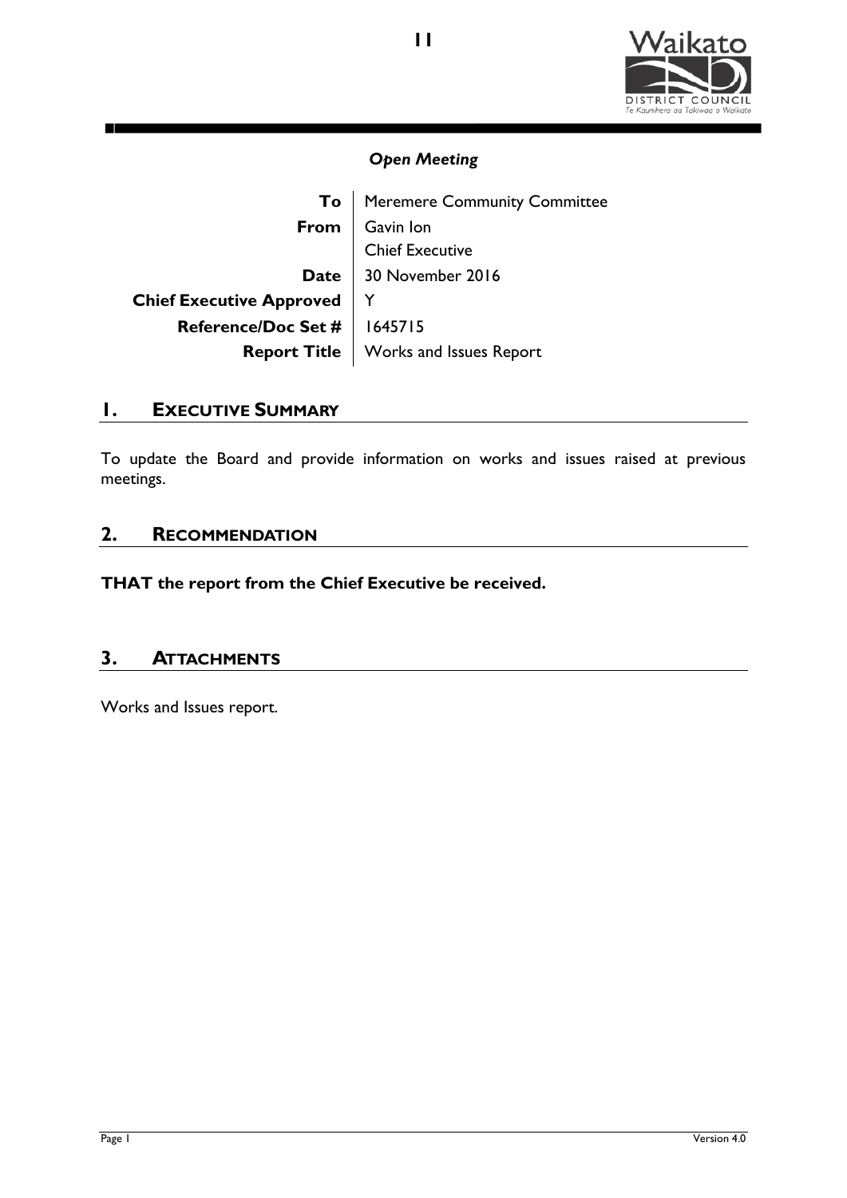*Open Meeting*

| | |
|---|---|
| **To** | Meremere Community Committee |
| **From** | Gavin Ion<br>Chief Executive |
| **Date** | 30 November 2016 |
| **Chief Executive Approved** | Y |
| **Reference/Doc Set #** | 1645715 |
| **Report Title** | Works and Issues Report |

## 1. EXECUTIVE SUMMARY

To update the Board and provide information on works and issues raised at previous meetings.

## 2. RECOMMENDATION

**THAT the report from the Chief Executive be received.**

## 3. ATTACHMENTS

Works and Issues report.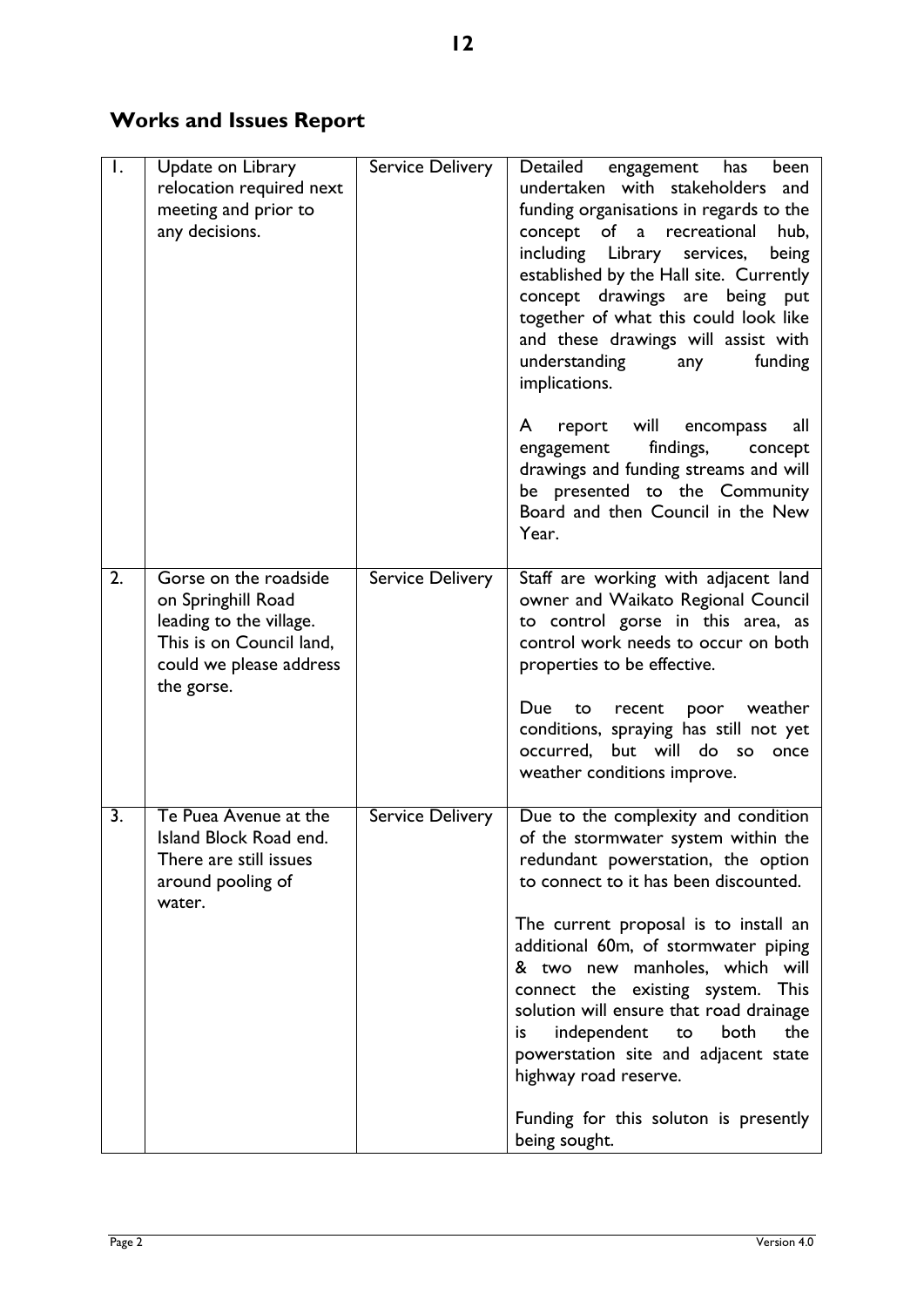## Works and Issues Report

| | | | |
|---|---|---|---|
| 1. | Update on Library relocation required next meeting and prior to any decisions. | Service Delivery | Detailed engagement has been undertaken with stakeholders and funding organisations in regards to the concept of a recreational hub, including Library services, being established by the Hall site. Currently concept drawings are being put together of what this could look like and these drawings will assist with understanding any funding implications.<br><br>A report will encompass all engagement findings, concept drawings and funding streams and will be presented to the Community Board and then Council in the New Year. |
| 2. | Gorse on the roadside on Springhill Road leading to the village. This is on Council land, could we please address the gorse. | Service Delivery | Staff are working with adjacent land owner and Waikato Regional Council to control gorse in this area, as control work needs to occur on both properties to be effective.<br><br>Due to recent poor weather conditions, spraying has still not yet occurred, but will do so once weather conditions improve. |
| 3. | Te Puea Avenue at the Island Block Road end. There are still issues around pooling of water. | Service Delivery | Due to the complexity and condition of the stormwater system within the redundant powerstation, the option to connect to it has been discounted.<br><br>The current proposal is to install an additional 60m, of stormwater piping & two new manholes, which will connect the existing system. This solution will ensure that road drainage is independent to both the powerstation site and adjacent state highway road reserve.<br><br>Funding for this soluton is presently being sought. |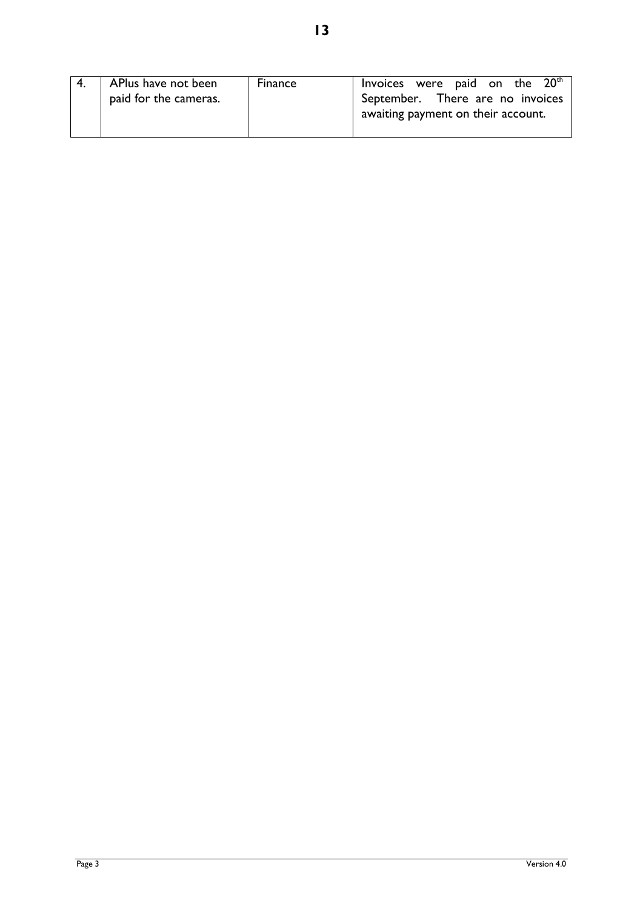| | | | |
|---|---|---|---|
| 4. | APlus have not been paid for the cameras. | Finance | Invoices were paid on the 20th September. There are no invoices awaiting payment on their account. |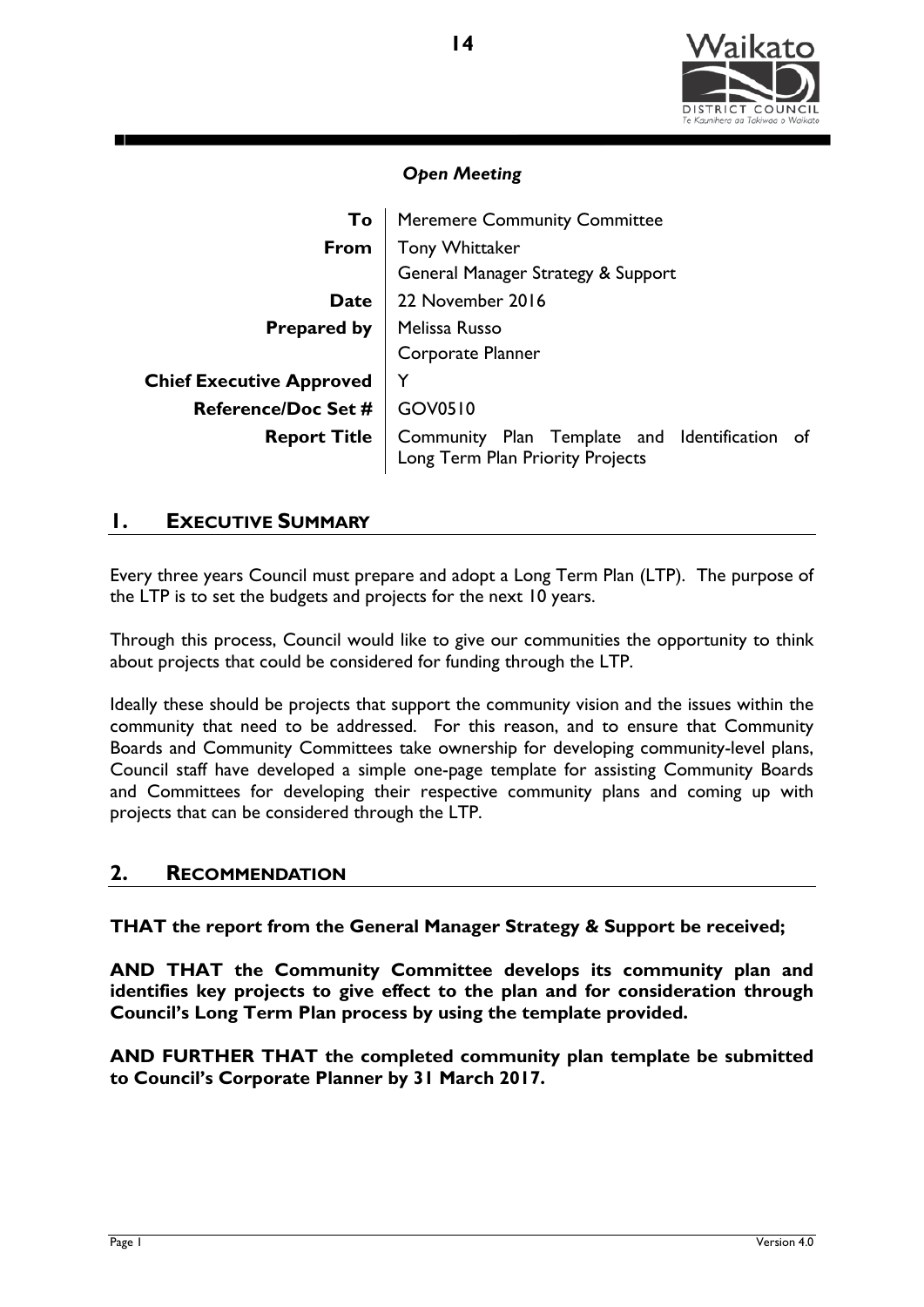*Open Meeting*

| | |
|---|---|
| **To** | Meremere Community Committee |
| **From** | Tony Whittaker<br>General Manager Strategy & Support |
| **Date** | 22 November 2016 |
| **Prepared by** | Melissa Russo<br>Corporate Planner |
| **Chief Executive Approved** | Y |
| **Reference/Doc Set #** | GOV0510 |
| **Report Title** | Community Plan Template and Identification of Long Term Plan Priority Projects |

## 1. EXECUTIVE SUMMARY

Every three years Council must prepare and adopt a Long Term Plan (LTP). The purpose of the LTP is to set the budgets and projects for the next 10 years.

Through this process, Council would like to give our communities the opportunity to think about projects that could be considered for funding through the LTP.

Ideally these should be projects that support the community vision and the issues within the community that need to be addressed. For this reason, and to ensure that Community Boards and Community Committees take ownership for developing community-level plans, Council staff have developed a simple one-page template for assisting Community Boards and Committees for developing their respective community plans and coming up with projects that can be considered through the LTP.

## 2. RECOMMENDATION

**THAT the report from the General Manager Strategy & Support be received;**

**AND THAT the Community Committee develops its community plan and identifies key projects to give effect to the plan and for consideration through Council's Long Term Plan process by using the template provided.**

**AND FURTHER THAT the completed community plan template be submitted to Council's Corporate Planner by 31 March 2017.**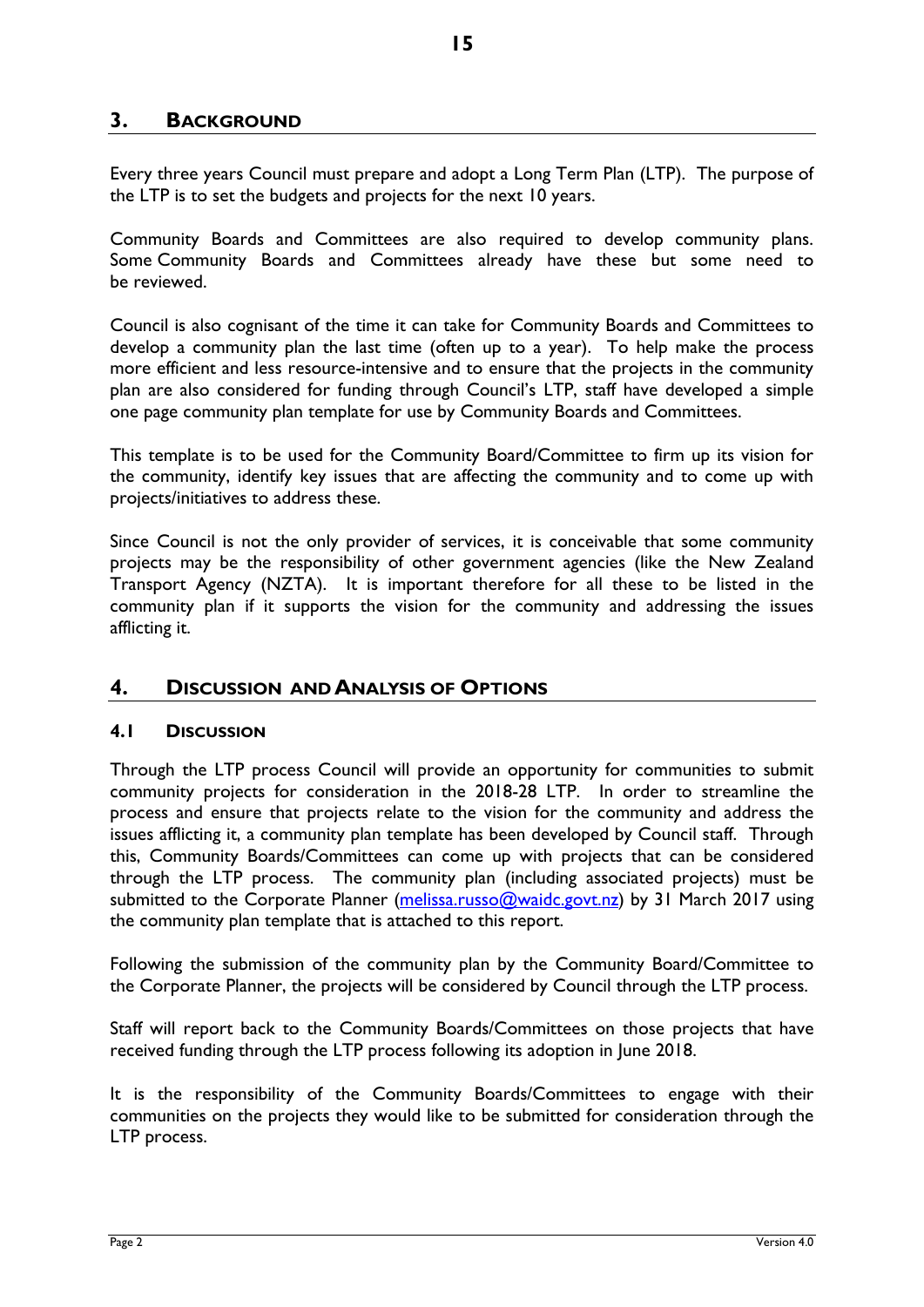## 3. Background

Every three years Council must prepare and adopt a Long Term Plan (LTP). The purpose of the LTP is to set the budgets and projects for the next 10 years.

Community Boards and Committees are also required to develop community plans. Some Community Boards and Committees already have these but some need to be reviewed.

Council is also cognisant of the time it can take for Community Boards and Committees to develop a community plan the last time (often up to a year). To help make the process more efficient and less resource-intensive and to ensure that the projects in the community plan are also considered for funding through Council's LTP, staff have developed a simple one page community plan template for use by Community Boards and Committees.

This template is to be used for the Community Board/Committee to firm up its vision for the community, identify key issues that are affecting the community and to come up with projects/initiatives to address these.

Since Council is not the only provider of services, it is conceivable that some community projects may be the responsibility of other government agencies (like the New Zealand Transport Agency (NZTA). It is important therefore for all these to be listed in the community plan if it supports the vision for the community and addressing the issues afflicting it.

## 4. Discussion and Analysis of Options

### 4.1 Discussion

Through the LTP process Council will provide an opportunity for communities to submit community projects for consideration in the 2018-28 LTP. In order to streamline the process and ensure that projects relate to the vision for the community and address the issues afflicting it, a community plan template has been developed by Council staff. Through this, Community Boards/Committees can come up with projects that can be considered through the LTP process. The community plan (including associated projects) must be submitted to the Corporate Planner (melissa.russo@waidc.govt.nz) by 31 March 2017 using the community plan template that is attached to this report.

Following the submission of the community plan by the Community Board/Committee to the Corporate Planner, the projects will be considered by Council through the LTP process.

Staff will report back to the Community Boards/Committees on those projects that have received funding through the LTP process following its adoption in June 2018.

It is the responsibility of the Community Boards/Committees to engage with their communities on the projects they would like to be submitted for consideration through the LTP process.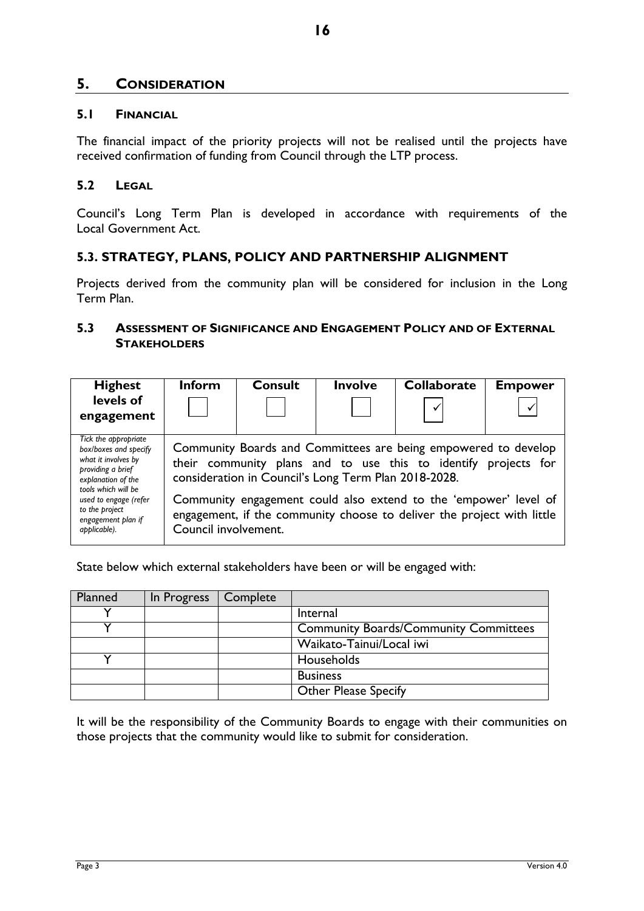## 5. CONSIDERATION

### 5.1 FINANCIAL

The financial impact of the priority projects will not be realised until the projects have received confirmation of funding from Council through the LTP process.

### 5.2 LEGAL

Council's Long Term Plan is developed in accordance with requirements of the Local Government Act.

### 5.3. STRATEGY, PLANS, POLICY AND PARTNERSHIP ALIGNMENT

Projects derived from the community plan will be considered for inclusion in the Long Term Plan.

### 5.3 ASSESSMENT OF SIGNIFICANCE AND ENGAGEMENT POLICY AND OF EXTERNAL STAKEHOLDERS

| **Highest levels of engagement** | **Inform** | **Consult** | **Involve** | **Collaborate** | **Empower** |
|---|---|---|---|---|---|
| | ☐ | ☐ | ☐ | ✓ | ✓ |
| *Tick the appropriate box/boxes and specify what it involves by providing a brief explanation of the tools which will be used to engage (refer to the project engagement plan if applicable).* | Community Boards and Committees are being empowered to develop their community plans and to use this to identify projects for consideration in Council's Long Term Plan 2018-2028. Community engagement could also extend to the 'empower' level of engagement, if the community choose to deliver the project with little Council involvement. | | | | |

State below which external stakeholders have been or will be engaged with:

| Planned | In Progress | Complete | |
|---|---|---|---|
| Y | | | Internal |
| Y | | | Community Boards/Community Committees |
| | | | Waikato-Tainui/Local iwi |
| Y | | | Households |
| | | | Business |
| | | | Other Please Specify |

It will be the responsibility of the Community Boards to engage with their communities on those projects that the community would like to submit for consideration.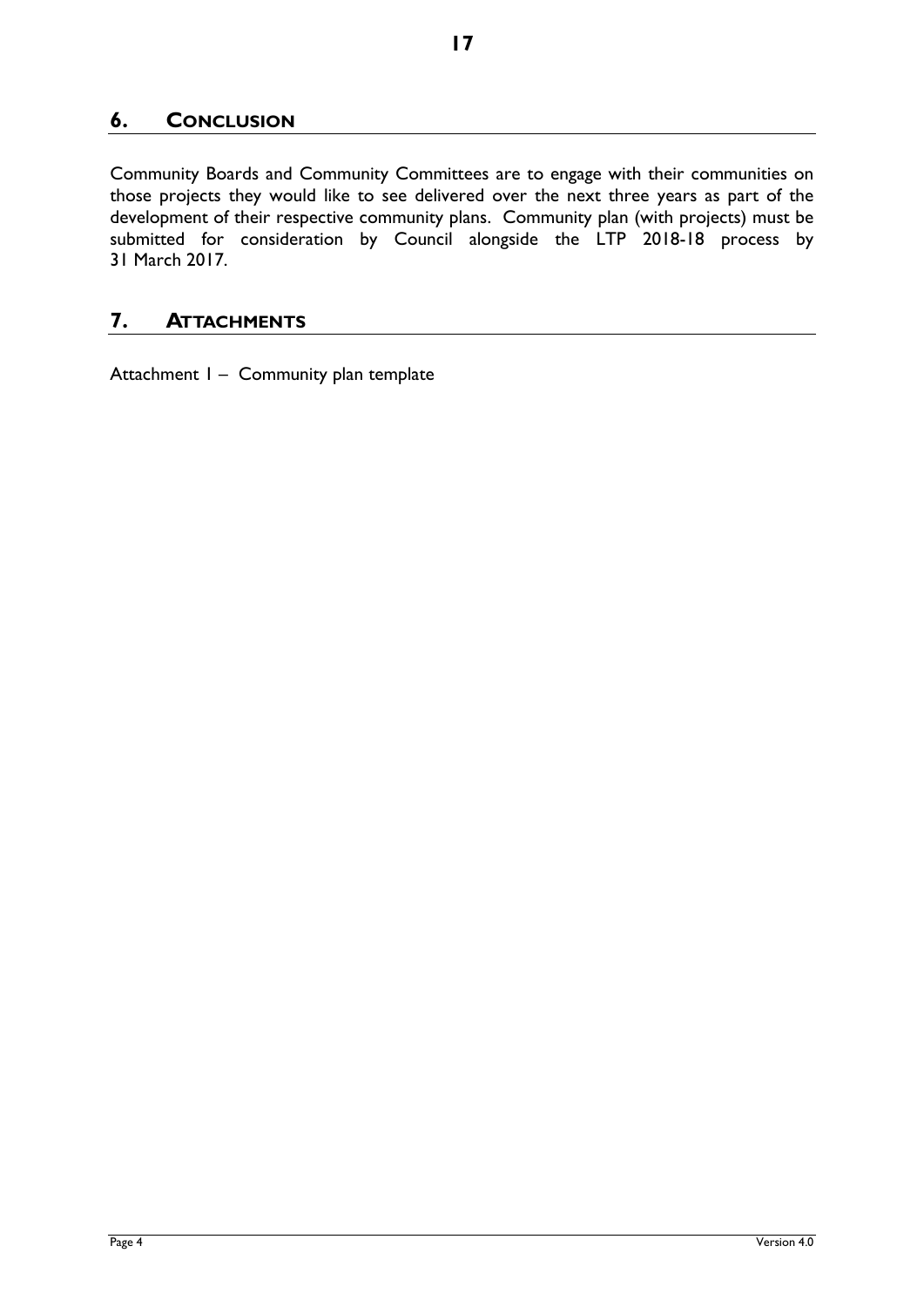## 6. CONCLUSION

Community Boards and Community Committees are to engage with their communities on those projects they would like to see delivered over the next three years as part of the development of their respective community plans. Community plan (with projects) must be submitted for consideration by Council alongside the LTP 2018-18 process by 31 March 2017.

## 7. ATTACHMENTS

Attachment 1 – Community plan template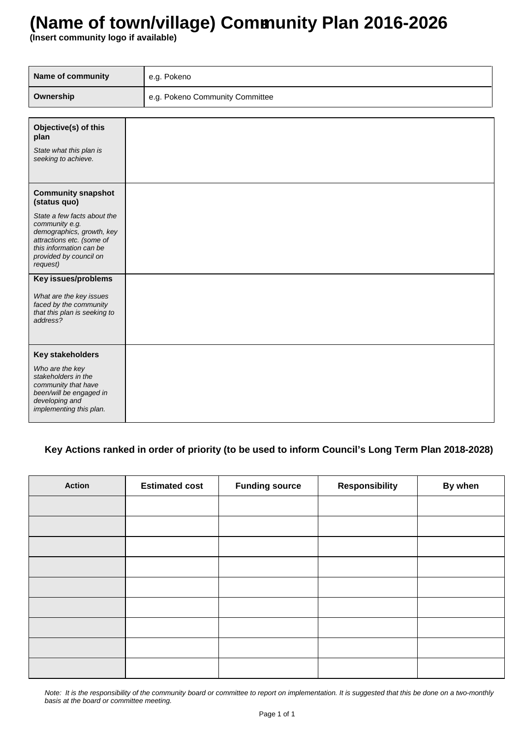# (Name of town/village) Community Plan 2016-2026

**(Insert community logo if available)**

| | |
|---|---|
| **Name of community** | e.g. Pokeno |
| **Ownership** | e.g. Pokeno Community Committee |

| | |
|---|---|
| **Objective(s) of this plan**<br>*State what this plan is seeking to achieve.* | |
| **Community snapshot (status quo)**<br>*State a few facts about the community e.g. demographics, growth, key attractions etc. (some of this information can be provided by council on request)* | |
| **Key issues/problems**<br>*What are the key issues faced by the community that this plan is seeking to address?* | |
| **Key stakeholders**<br>*Who are the key stakeholders in the community that have been/will be engaged in developing and implementing this plan.* | |

**Key Actions ranked in order of priority (to be used to inform Council's Long Term Plan 2018-2028)**

| Action | Estimated cost | Funding source | Responsibility | By when |
|---|---|---|---|---|
| | | | | |
| | | | | |
| | | | | |
| | | | | |
| | | | | |
| | | | | |
| | | | | |
| | | | | |
| | | | | |

*Note: It is the responsibility of the community board or committee to report on implementation. It is suggested that this be done on a two-monthly basis at the board or committee meeting.*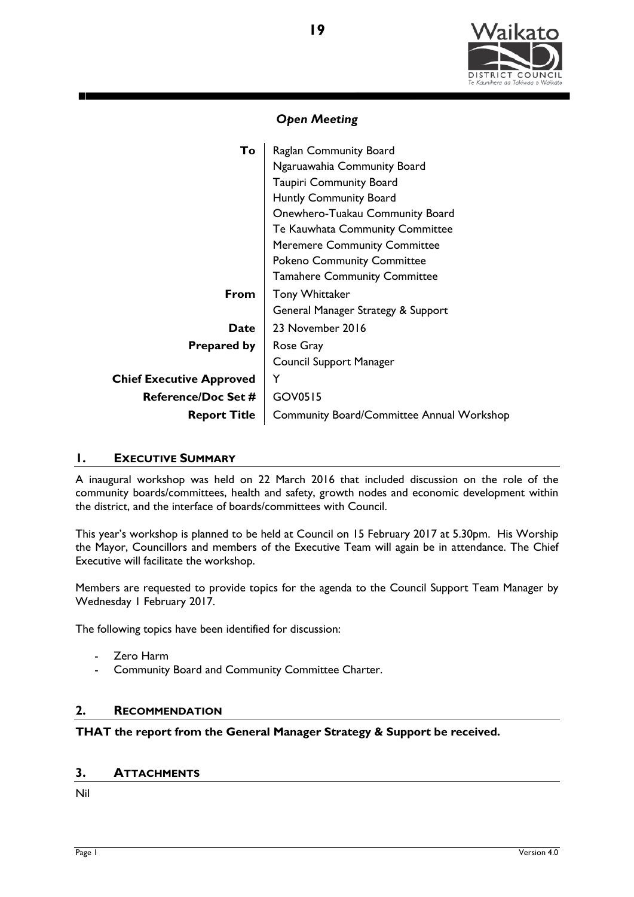*Open Meeting*

| | |
|---|---|
| **To** | Raglan Community Board<br>Ngaruawahia Community Board<br>Taupiri Community Board<br>Huntly Community Board<br>Onewhero-Tuakau Community Board<br>Te Kauwhata Community Committee<br>Meremere Community Committee<br>Pokeno Community Committee<br>Tamahere Community Committee |
| **From** | Tony Whittaker<br>General Manager Strategy & Support |
| **Date** | 23 November 2016 |
| **Prepared by** | Rose Gray<br>Council Support Manager |
| **Chief Executive Approved** | Y |
| **Reference/Doc Set #** | GOV0515 |
| **Report Title** | Community Board/Committee Annual Workshop |

## 1. Executive Summary

A inaugural workshop was held on 22 March 2016 that included discussion on the role of the community boards/committees, health and safety, growth nodes and economic development within the district, and the interface of boards/committees with Council.

This year's workshop is planned to be held at Council on 15 February 2017 at 5.30pm. His Worship the Mayor, Councillors and members of the Executive Team will again be in attendance. The Chief Executive will facilitate the workshop.

Members are requested to provide topics for the agenda to the Council Support Team Manager by Wednesday 1 February 2017.

The following topics have been identified for discussion:

- Zero Harm
- Community Board and Community Committee Charter.

## 2. Recommendation

**THAT the report from the General Manager Strategy & Support be received.**

## 3. Attachments

Nil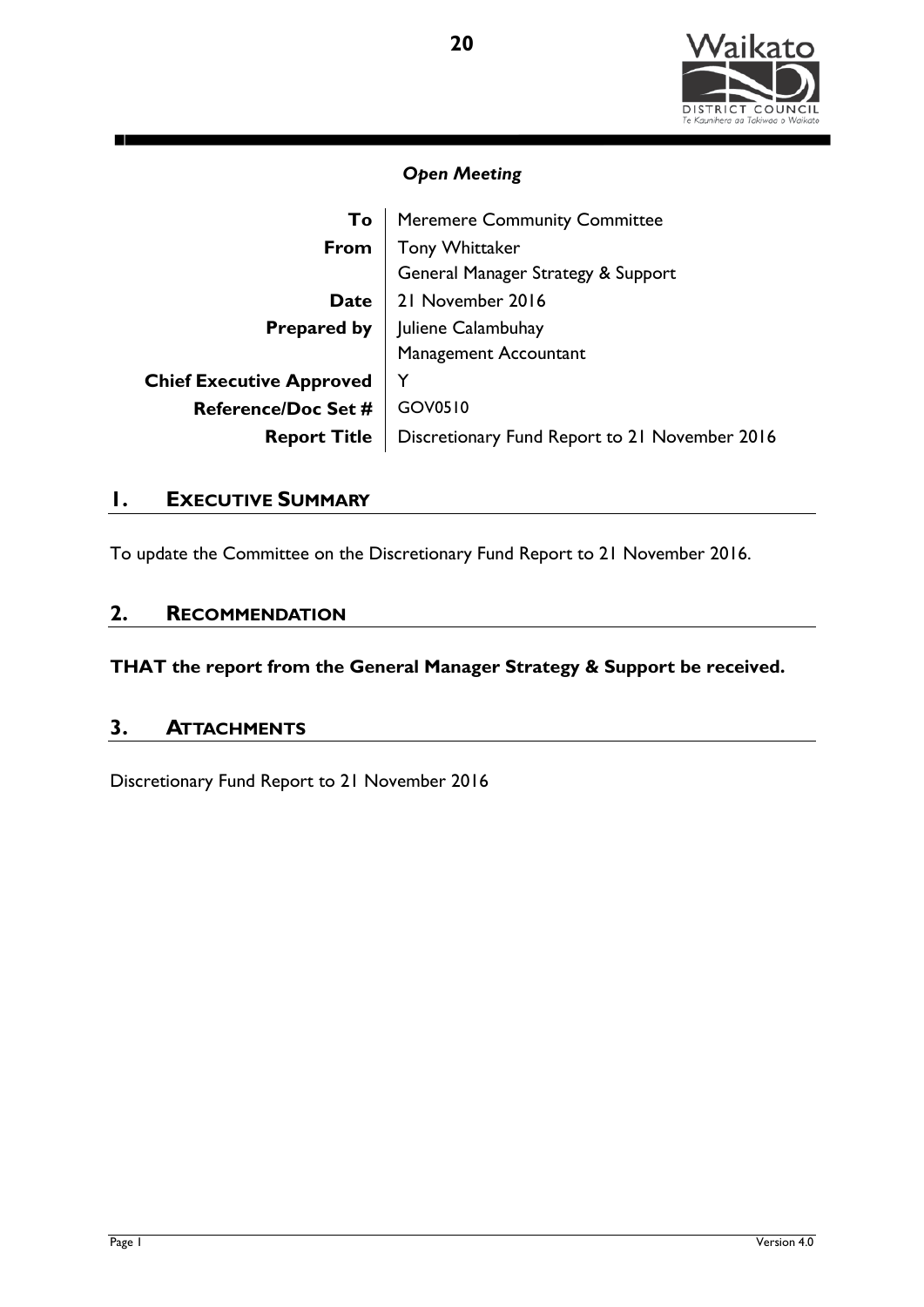*Open Meeting*

| | |
|---|---|
| **To** | Meremere Community Committee |
| **From** | Tony Whittaker<br>General Manager Strategy & Support |
| **Date** | 21 November 2016 |
| **Prepared by** | Juliene Calambuhay<br>Management Accountant |
| **Chief Executive Approved** | Y |
| **Reference/Doc Set #** | GOV0510 |
| **Report Title** | Discretionary Fund Report to 21 November 2016 |

## 1. EXECUTIVE SUMMARY

To update the Committee on the Discretionary Fund Report to 21 November 2016.

## 2. RECOMMENDATION

**THAT the report from the General Manager Strategy & Support be received.**

## 3. ATTACHMENTS

Discretionary Fund Report to 21 November 2016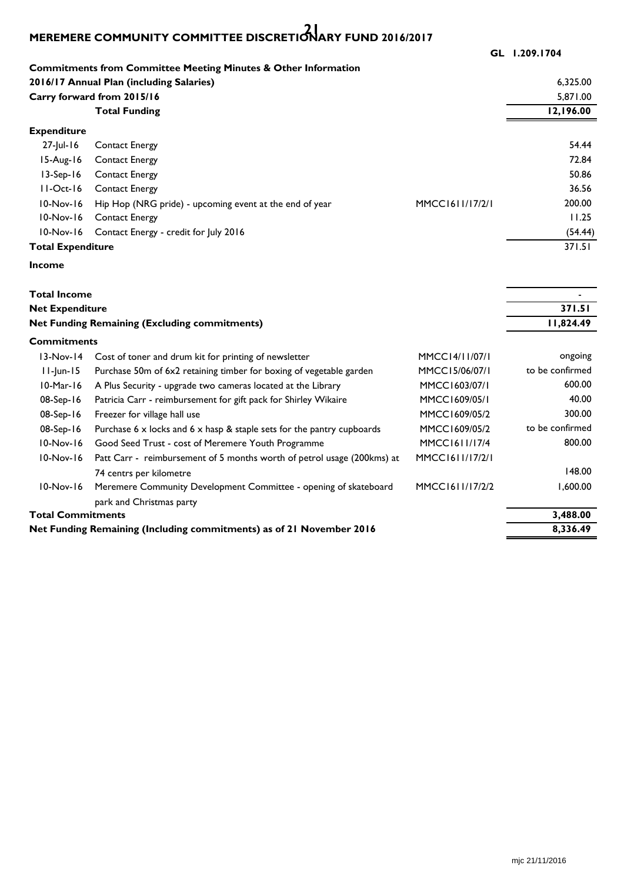# MEREMERE COMMUNITY COMMITTEE DISCRETIONARY FUND 2016/2017

GL 1.209.1704

| | | | |
|---|---|---|---|
| **Commitments from Committee Meeting Minutes & Other Information** | | | |
| **2016/17 Annual Plan (including Salaries)** | | | 6,325.00 |
| **Carry forward from 2015/16** | | | 5,871.00 |
| | **Total Funding** | | **12,196.00** |
| **Expenditure** | | | |
| 27-Jul-16 | Contact Energy | | 54.44 |
| 15-Aug-16 | Contact Energy | | 72.84 |
| 13-Sep-16 | Contact Energy | | 50.86 |
| 11-Oct-16 | Contact Energy | | 36.56 |
| 10-Nov-16 | Hip Hop (NRG pride) - upcoming event at the end of year | MMCC1611/17/2/1 | 200.00 |
| 10-Nov-16 | Contact Energy | | 11.25 |
| 10-Nov-16 | Contact Energy - credit for July 2016 | | (54.44) |
| **Total Expenditure** | | | 371.51 |
| **Income** | | | |
| **Total Income** | | | - |
| **Net Expenditure** | | | **371.51** |
| **Net Funding Remaining (Excluding commitments)** | | | **11,824.49** |
| **Commitments** | | | |
| 13-Nov-14 | Cost of toner and drum kit for printing of newsletter | MMCC14/11/07/1 | ongoing |
| 11-Jun-15 | Purchase 50m of 6x2 retaining timber for boxing of vegetable garden | MMCC15/06/07/1 | to be confirmed |
| 10-Mar-16 | A Plus Security - upgrade two cameras located at the Library | MMCC1603/07/1 | 600.00 |
| 08-Sep-16 | Patricia Carr - reimbursement for gift pack for Shirley Wikaire | MMCC1609/05/1 | 40.00 |
| 08-Sep-16 | Freezer for village hall use | MMCC1609/05/2 | 300.00 |
| 08-Sep-16 | Purchase 6 x locks and 6 x hasp & staple sets for the pantry cupboards | MMCC1609/05/2 | to be confirmed |
| 10-Nov-16 | Good Seed Trust - cost of Meremere Youth Programme | MMCC1611/17/4 | 800.00 |
| 10-Nov-16 | Patt Carr - reimbursement of 5 months worth of petrol usage (200kms) at 74 centrs per kilometre | MMCC1611/17/2/1 | 148.00 |
| 10-Nov-16 | Meremere Community Development Committee - opening of skateboard park and Christmas party | MMCC1611/17/2/2 | 1,600.00 |
| **Total Commitments** | | | **3,488.00** |
| **Net Funding Remaining (Including commitments) as of 21 November 2016** | | | **8,336.49** |

mjc 21/11/2016